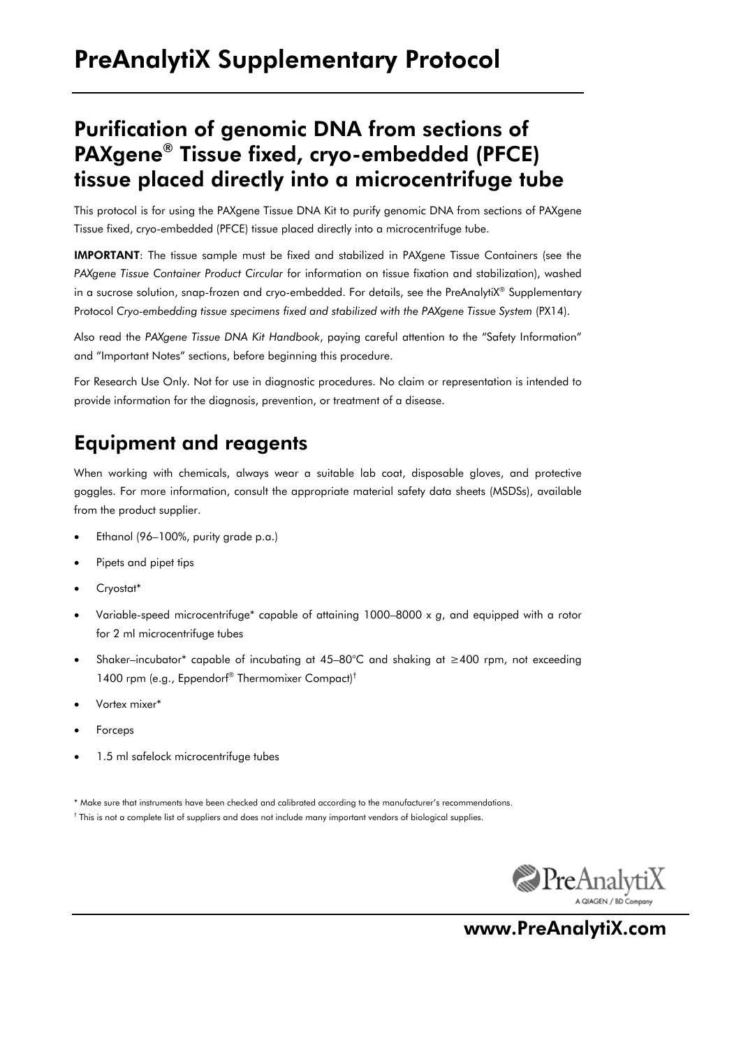# PreAnalytiX Supplementary Protocol

## Purification of genomic DNA from sections of PAXgene® Tissue fixed, cryo-embedded (PFCE) tissue placed directly into a microcentrifuge tube

This protocol is for using the PAXgene Tissue DNA Kit to purify genomic DNA from sections of PAXgene Tissue fixed, cryo-embedded (PFCE) tissue placed directly into a microcentrifuge tube.

**IMPORTANT**: The tissue sample must be fixed and stabilized in PAXgene Tissue Containers (see the *PAXgene Tissue Container Product Circular* for information on tissue fixation and stabilization), washed in a sucrose solution, snap-frozen and cryo-embedded. For details, see the PreAnalytiX® Supplementary Protocol *Cryo-embedding tissue specimens fixed and stabilized with the PAXgene Tissue System* (PX14).

Also read the *PAXgene Tissue DNA Kit Handbook*, paying careful attention to the "Safety Information" and "Important Notes" sections, before beginning this procedure.

For Research Use Only. Not for use in diagnostic procedures. No claim or representation is intended to provide information for the diagnosis, prevention, or treatment of a disease.

## Equipment and reagents

When working with chemicals, always wear a suitable lab coat, disposable gloves, and protective goggles. For more information, consult the appropriate material safety data sheets (MSDSs), available from the product supplier.

- Ethanol (96–100%, purity grade p.a.)
- Pipets and pipet tips
- Cryostat*
- Variable-speed microcentrifuge* capable of attaining 1000–8000 x *g*, and equipped with a rotor for 2 ml microcentrifuge tubes
- Shaker–incubator* capable of incubating at 45–80°C and shaking at ≥400 rpm, not exceeding 1400 rpm (e.g., Eppendorf® Thermomixer Compact)†
- Vortex mixer*
- Forceps
- 1.5 ml safelock microcentrifuge tubes

\* Make sure that instruments have been checked and calibrated according to the manufacturer's recommendations.

† This is not a complete list of suppliers and does not include many important vendors of biological supplies.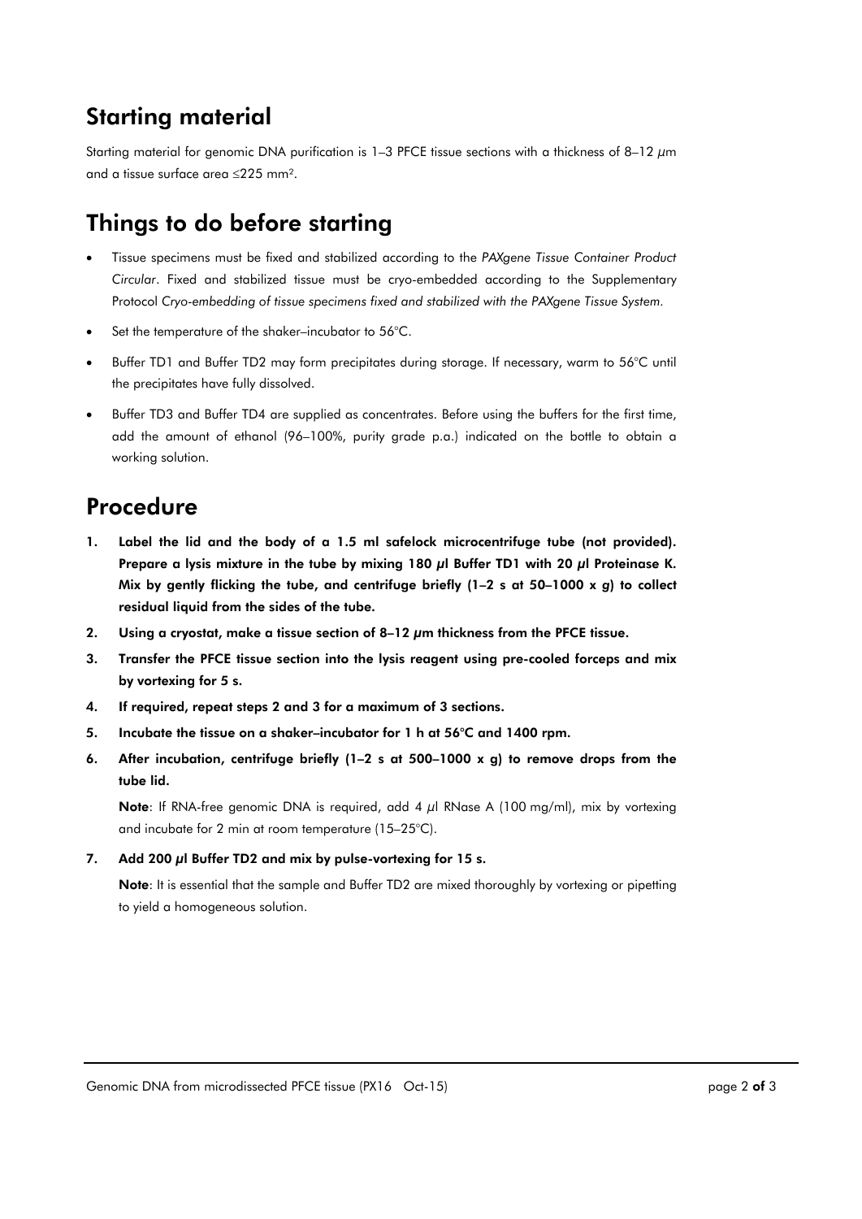## Starting material

Starting material for genomic DNA purification is 1–3 PFCE tissue sections with a thickness of 8–12 µm and a tissue surface area ≤225 mm².

## Things to do before starting

- Tissue specimens must be fixed and stabilized according to the *PAXgene Tissue Container Product Circular*. Fixed and stabilized tissue must be cryo-embedded according to the Supplementary Protocol *Cryo-embedding of tissue specimens fixed and stabilized with the PAXgene Tissue System*.
- Set the temperature of the shaker–incubator to 56°C.
- Buffer TD1 and Buffer TD2 may form precipitates during storage. If necessary, warm to 56°C until the precipitates have fully dissolved.
- Buffer TD3 and Buffer TD4 are supplied as concentrates. Before using the buffers for the first time, add the amount of ethanol (96–100%, purity grade p.a.) indicated on the bottle to obtain a working solution.

## Procedure

1. **Label the lid and the body of a 1.5 ml safelock microcentrifuge tube (not provided). Prepare a lysis mixture in the tube by mixing 180 µl Buffer TD1 with 20 µl Proteinase K. Mix by gently flicking the tube, and centrifuge briefly (1–2 s at 50–1000 x *g*) to collect residual liquid from the sides of the tube.**
2. **Using a cryostat, make a tissue section of 8–12 µm thickness from the PFCE tissue.**
3. **Transfer the PFCE tissue section into the lysis reagent using pre-cooled forceps and mix by vortexing for 5 s.**
4. **If required, repeat steps 2 and 3 for a maximum of 3 sections.**
5. **Incubate the tissue on a shaker–incubator for 1 h at 56°C and 1400 rpm.**
6. **After incubation, centrifuge briefly (1–2 s at 500–1000 x g) to remove drops from the tube lid.**

   **Note**: If RNA-free genomic DNA is required, add 4 µl RNase A (100 mg/ml), mix by vortexing and incubate for 2 min at room temperature (15–25°C).

7. **Add 200 µl Buffer TD2 and mix by pulse-vortexing for 15 s.**

   **Note**: It is essential that the sample and Buffer TD2 are mixed thoroughly by vortexing or pipetting to yield a homogeneous solution.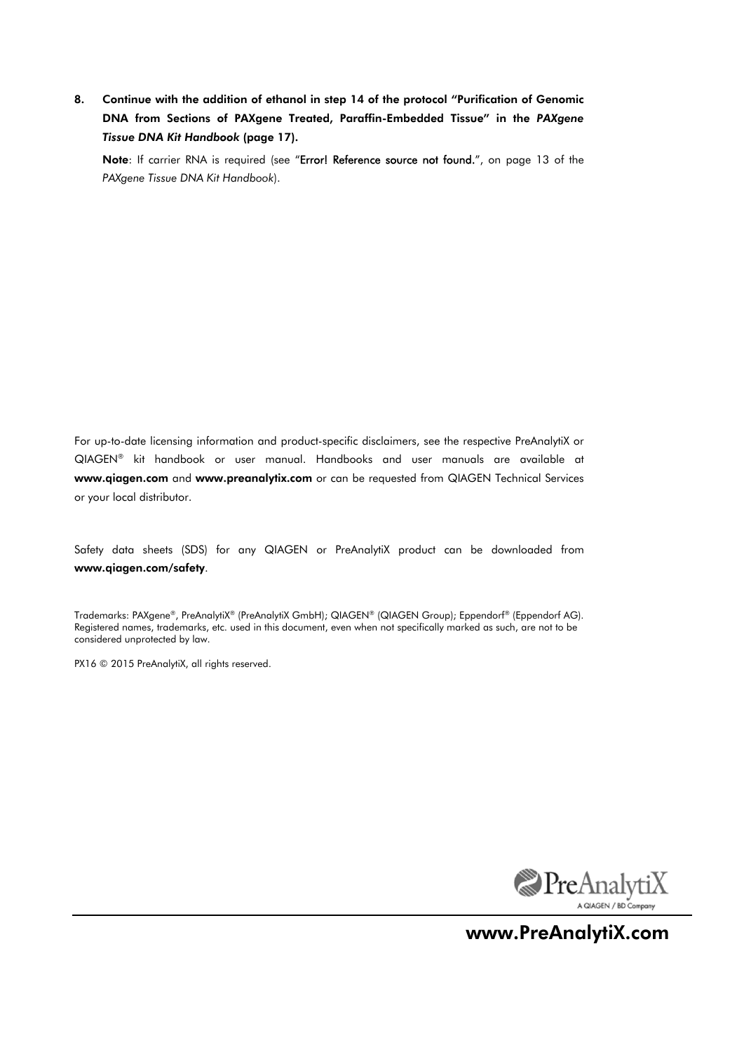8. **Continue with the addition of ethanol in step 14 of the protocol "Purification of Genomic DNA from Sections of PAXgene Treated, Paraffin-Embedded Tissue" in the *PAXgene Tissue DNA Kit Handbook* (page 17).**

   **Note**: If carrier RNA is required (see "**Error! Reference source not found.**", on page 13 of the *PAXgene Tissue DNA Kit Handbook*).

For up-to-date licensing information and product-specific disclaimers, see the respective PreAnalytiX or QIAGEN® kit handbook or user manual. Handbooks and user manuals are available at **www.qiagen.com** and **www.preanalytix.com** or can be requested from QIAGEN Technical Services or your local distributor.

Safety data sheets (SDS) for any QIAGEN or PreAnalytiX product can be downloaded from **www.qiagen.com/safety**.

Trademarks: PAXgene®, PreAnalytiX® (PreAnalytiX GmbH); QIAGEN® (QIAGEN Group); Eppendorf® (Eppendorf AG). Registered names, trademarks, etc. used in this document, even when not specifically marked as such, are not to be considered unprotected by law.

PX16 © 2015 PreAnalytiX, all rights reserved.

PreAnalytiX
A QIAGEN / BD Company

**www.PreAnalytiX.com**